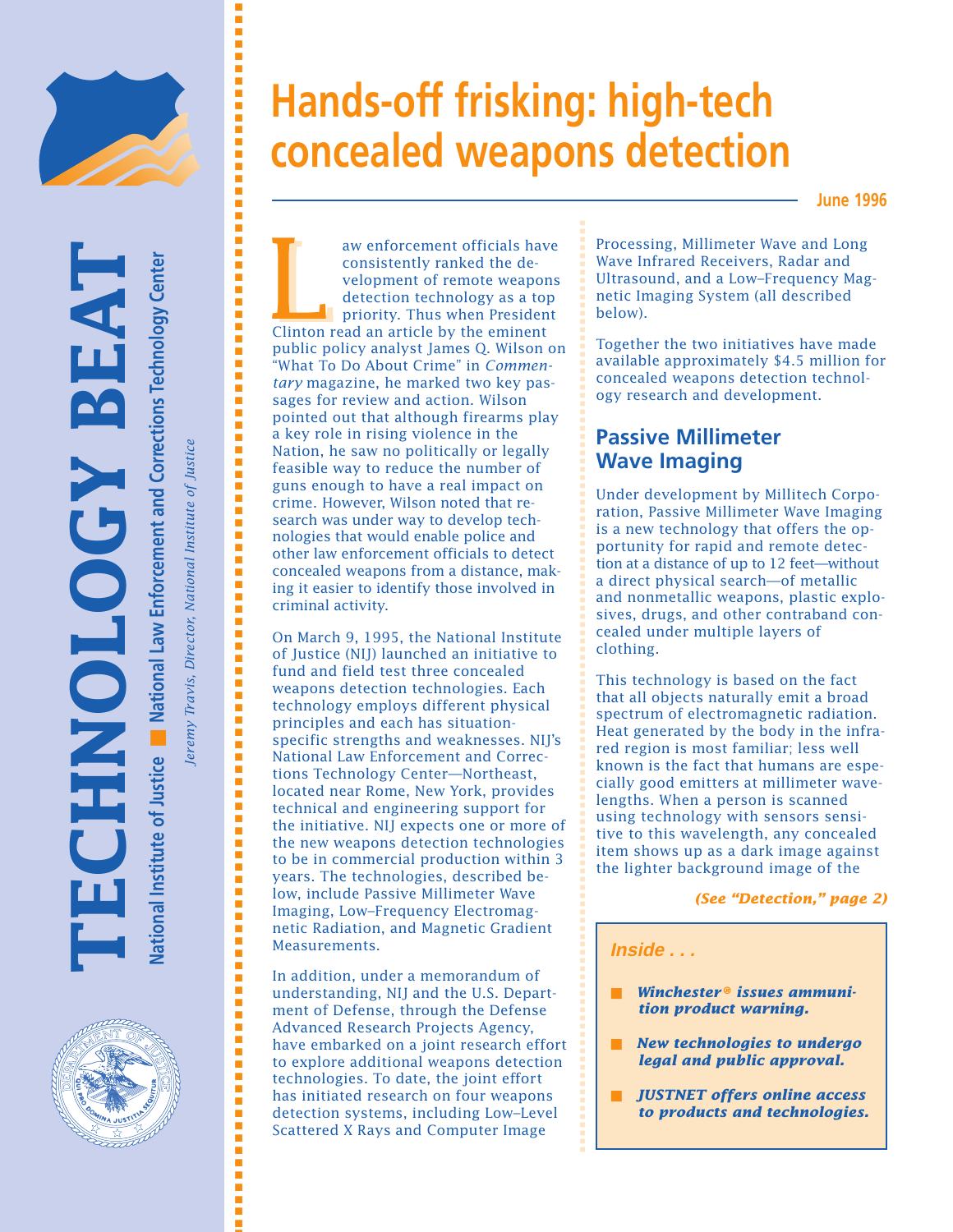# TECHNOLOGY BEAT

National Institute of Justice ■ National Law Enforcement and Corrections Technology Center

*Jeremy Travis, Director, National Institute of Justice*

# Hands-off frisking: high-tech concealed weapons detection

**June 1996**

Law enforcement officials have consistently ranked the development of remote weapons detection technology as a top priority. Thus when President Clinton read an article by the eminent public policy analyst James Q. Wilson on "What To Do About Crime" in *Commentary* magazine, he marked two key passages for review and action. Wilson pointed out that although firearms play a key role in rising violence in the Nation, he saw no politically or legally feasible way to reduce the number of guns enough to have a real impact on crime. However, Wilson noted that research was under way to develop technologies that would enable police and other law enforcement officials to detect concealed weapons from a distance, making it easier to identify those involved in criminal activity.

On March 9, 1995, the National Institute of Justice (NIJ) launched an initiative to fund and field test three concealed weapons detection technologies. Each technology employs different physical principles and each has situation-specific strengths and weaknesses. NIJ's National Law Enforcement and Corrections Technology Center—Northeast, located near Rome, New York, provides technical and engineering support for the initiative. NIJ expects one or more of the new weapons detection technologies to be in commercial production within 3 years. The technologies, described below, include Passive Millimeter Wave Imaging, Low–Frequency Electromagnetic Radiation, and Magnetic Gradient Measurements.

In addition, under a memorandum of understanding, NIJ and the U.S. Department of Defense, through the Defense Advanced Research Projects Agency, have embarked on a joint research effort to explore additional weapons detection technologies. To date, the joint effort has initiated research on four weapons detection systems, including Low–Level Scattered X Rays and Computer Image Processing, Millimeter Wave and Long Wave Infrared Receivers, Radar and Ultrasound, and a Low–Frequency Magnetic Imaging System (all described below).

Together the two initiatives have made available approximately $4.5 million for concealed weapons detection technology research and development.

## Passive Millimeter Wave Imaging

Under development by Millitech Corporation, Passive Millimeter Wave Imaging is a new technology that offers the opportunity for rapid and remote detection at a distance of up to 12 feet—without a direct physical search—of metallic and nonmetallic weapons, plastic explosives, drugs, and other contraband concealed under multiple layers of clothing.

This technology is based on the fact that all objects naturally emit a broad spectrum of electromagnetic radiation. Heat generated by the body in the infrared region is most familiar; less well known is the fact that humans are especially good emitters at millimeter wavelengths. When a person is scanned using technology with sensors sensitive to this wavelength, any concealed item shows up as a dark image against the lighter background image of the

***(See "Detection," page 2)***

### *Inside . . .*

- ***Winchester® issues ammunition product warning.***
- ***New technologies to undergo legal and public approval.***
- ***JUSTNET offers online access to products and technologies.***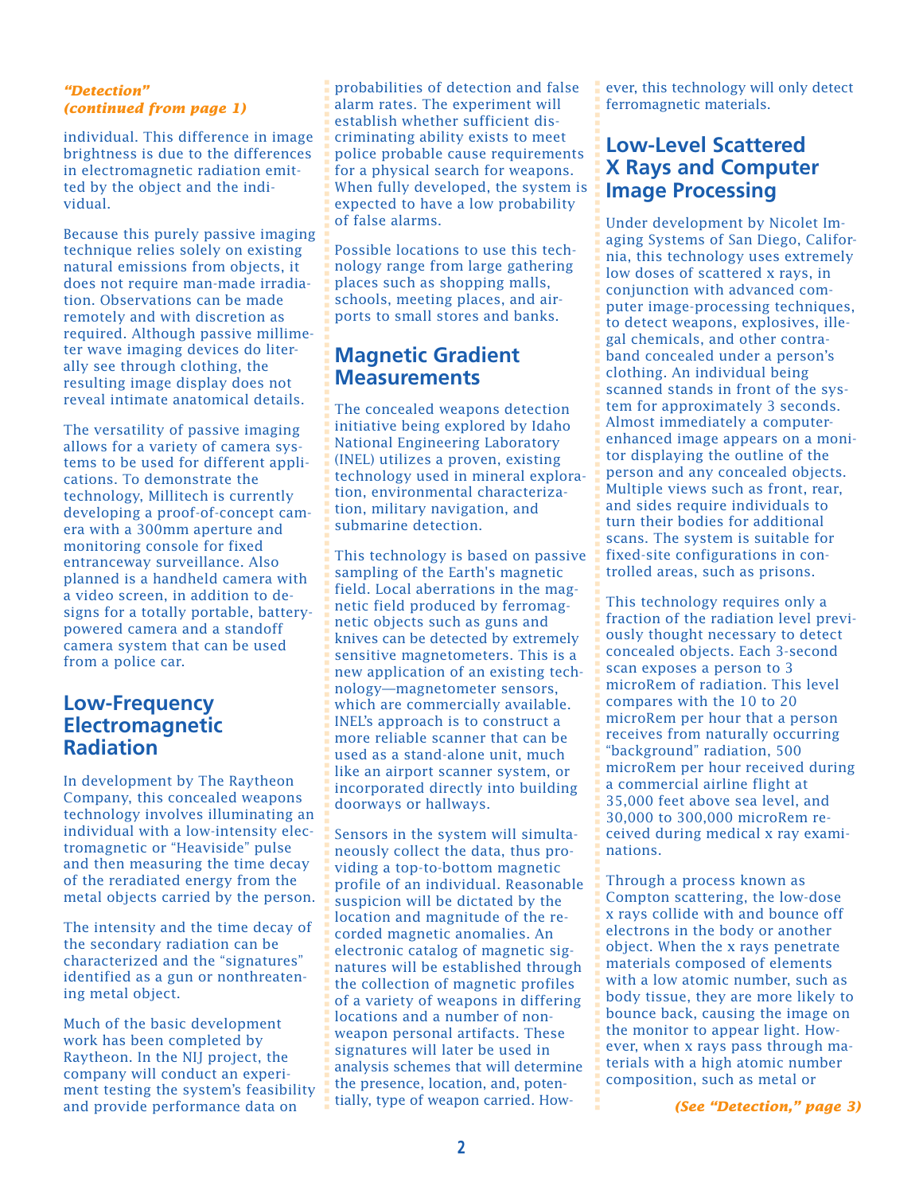*"Detection" (continued from page 1)*

individual. This difference in image brightness is due to the differences in electromagnetic radiation emitted by the object and the individual.

Because this purely passive imaging technique relies solely on existing natural emissions from objects, it does not require man-made irradiation. Observations can be made remotely and with discretion as required. Although passive millimeter wave imaging devices do literally see through clothing, the resulting image display does not reveal intimate anatomical details.

The versatility of passive imaging allows for a variety of camera systems to be used for different applications. To demonstrate the technology, Millitech is currently developing a proof-of-concept camera with a 300mm aperture and monitoring console for fixed entranceway surveillance. Also planned is a handheld camera with a video screen, in addition to designs for a totally portable, battery-powered camera and a standoff camera system that can be used from a police car.

## Low-Frequency Electromagnetic Radiation

In development by The Raytheon Company, this concealed weapons technology involves illuminating an individual with a low-intensity electromagnetic or "Heaviside" pulse and then measuring the time decay of the reradiated energy from the metal objects carried by the person.

The intensity and the time decay of the secondary radiation can be characterized and the "signatures" identified as a gun or nonthreatening metal object.

Much of the basic development work has been completed by Raytheon. In the NIJ project, the company will conduct an experiment testing the system's feasibility and provide performance data on probabilities of detection and false alarm rates. The experiment will establish whether sufficient discriminating ability exists to meet police probable cause requirements for a physical search for weapons. When fully developed, the system is expected to have a low probability of false alarms.

Possible locations to use this technology range from large gathering places such as shopping malls, schools, meeting places, and airports to small stores and banks.

## Magnetic Gradient Measurements

The concealed weapons detection initiative being explored by Idaho National Engineering Laboratory (INEL) utilizes a proven, existing technology used in mineral exploration, environmental characterization, military navigation, and submarine detection.

This technology is based on passive sampling of the Earth's magnetic field. Local aberrations in the magnetic field produced by ferromagnetic objects such as guns and knives can be detected by extremely sensitive magnetometers. This is a new application of an existing technology—magnetometer sensors, which are commercially available. INEL's approach is to construct a more reliable scanner that can be used as a stand-alone unit, much like an airport scanner system, or incorporated directly into building doorways or hallways.

Sensors in the system will simultaneously collect the data, thus providing a top-to-bottom magnetic profile of an individual. Reasonable suspicion will be dictated by the location and magnitude of the recorded magnetic anomalies. An electronic catalog of magnetic signatures will be established through the collection of magnetic profiles of a variety of weapons in differing locations and a number of nonweapon personal artifacts. These signatures will later be used in analysis schemes that will determine the presence, location, and, potentially, type of weapon carried. However, this technology will only detect ferromagnetic materials.

## Low-Level Scattered X Rays and Computer Image Processing

Under development by Nicolet Imaging Systems of San Diego, California, this technology uses extremely low doses of scattered x rays, in conjunction with advanced computer image-processing techniques, to detect weapons, explosives, illegal chemicals, and other contraband concealed under a person's clothing. An individual being scanned stands in front of the system for approximately 3 seconds. Almost immediately a computer-enhanced image appears on a monitor displaying the outline of the person and any concealed objects. Multiple views such as front, rear, and sides require individuals to turn their bodies for additional scans. The system is suitable for fixed-site configurations in controlled areas, such as prisons.

This technology requires only a fraction of the radiation level previously thought necessary to detect concealed objects. Each 3-second scan exposes a person to 3 microRem of radiation. This level compares with the 10 to 20 microRem per hour that a person receives from naturally occurring "background" radiation, 500 microRem per hour received during a commercial airline flight at 35,000 feet above sea level, and 30,000 to 300,000 microRem received during medical x ray examinations.

Through a process known as Compton scattering, the low-dose x rays collide with and bounce off electrons in the body or another object. When the x rays penetrate materials composed of elements with a low atomic number, such as body tissue, they are more likely to bounce back, causing the image on the monitor to appear light. However, when x rays pass through materials with a high atomic number composition, such as metal or

*(See "Detection," page 3)*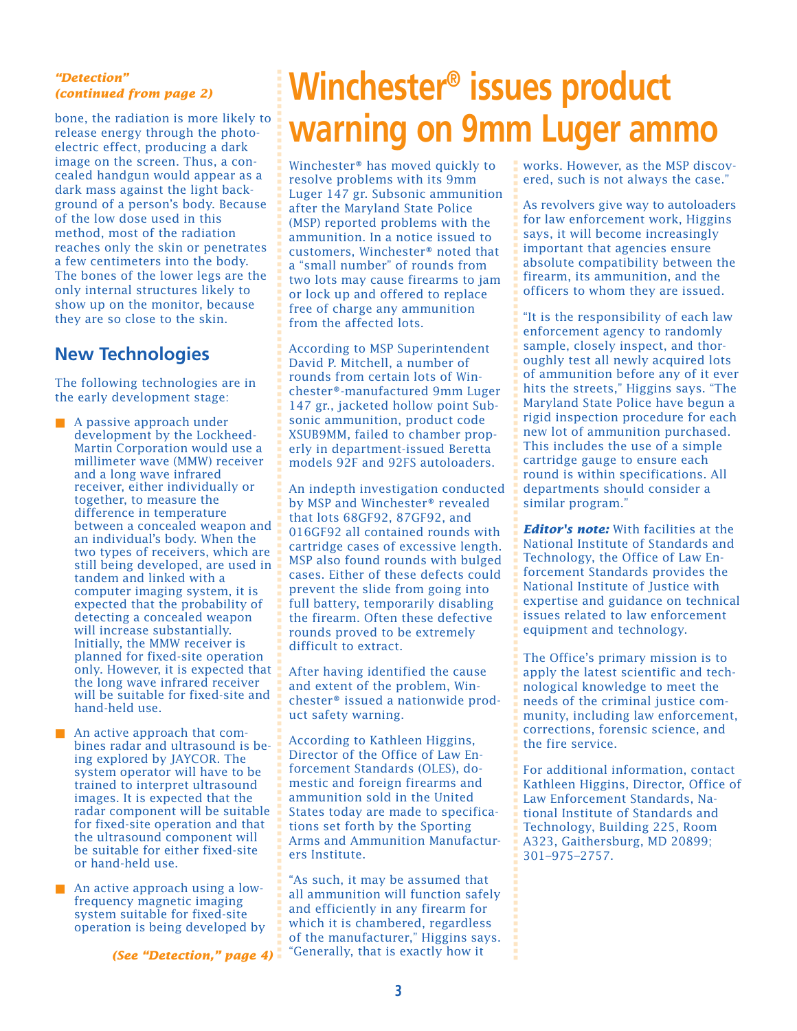*"Detection" (continued from page 2)*

bone, the radiation is more likely to release energy through the photoelectric effect, producing a dark image on the screen. Thus, a concealed handgun would appear as a dark mass against the light background of a person's body. Because of the low dose used in this method, most of the radiation reaches only the skin or penetrates a few centimeters into the body. The bones of the lower legs are the only internal structures likely to show up on the monitor, because they are so close to the skin.

## New Technologies

The following technologies are in the early development stage:

- A passive approach under development by the Lockheed-Martin Corporation would use a millimeter wave (MMW) receiver and a long wave infrared receiver, either individually or together, to measure the difference in temperature between a concealed weapon and an individual's body. When the two types of receivers, which are still being developed, are used in tandem and linked with a computer imaging system, it is expected that the probability of detecting a concealed weapon will increase substantially. Initially, the MMW receiver is planned for fixed-site operation only. However, it is expected that the long wave infrared receiver will be suitable for fixed-site and hand-held use.
- An active approach that combines radar and ultrasound is being explored by JAYCOR. The system operator will have to be trained to interpret ultrasound images. It is expected that the radar component will be suitable for fixed-site operation and that the ultrasound component will be suitable for either fixed-site or hand-held use.
- An active approach using a low-frequency magnetic imaging system suitable for fixed-site operation is being developed by

*(See "Detection," page 4)*

# Winchester® issues product warning on 9mm Luger ammo

Winchester® has moved quickly to resolve problems with its 9mm Luger 147 gr. Subsonic ammunition after the Maryland State Police (MSP) reported problems with the ammunition. In a notice issued to customers, Winchester® noted that a "small number" of rounds from two lots may cause firearms to jam or lock up and offered to replace free of charge any ammunition from the affected lots.

According to MSP Superintendent David P. Mitchell, a number of rounds from certain lots of Winchester®-manufactured 9mm Luger 147 gr., jacketed hollow point Subsonic ammunition, product code XSUB9MM, failed to chamber properly in department-issued Beretta models 92F and 92FS autoloaders.

An indepth investigation conducted by MSP and Winchester® revealed that lots 68GF92, 87GF92, and 016GF92 all contained rounds with cartridge cases of excessive length. MSP also found rounds with bulged cases. Either of these defects could prevent the slide from going into full battery, temporarily disabling the firearm. Often these defective rounds proved to be extremely difficult to extract.

After having identified the cause and extent of the problem, Winchester® issued a nationwide product safety warning.

According to Kathleen Higgins, Director of the Office of Law Enforcement Standards (OLES), domestic and foreign firearms and ammunition sold in the United States today are made to specifications set forth by the Sporting Arms and Ammunition Manufacturers Institute.

"As such, it may be assumed that all ammunition will function safely and efficiently in any firearm for which it is chambered, regardless of the manufacturer," Higgins says. "Generally, that is exactly how it works. However, as the MSP discovered, such is not always the case."

As revolvers give way to autoloaders for law enforcement work, Higgins says, it will become increasingly important that agencies ensure absolute compatibility between the firearm, its ammunition, and the officers to whom they are issued.

"It is the responsibility of each law enforcement agency to randomly sample, closely inspect, and thoroughly test all newly acquired lots of ammunition before any of it ever hits the streets," Higgins says. "The Maryland State Police have begun a rigid inspection procedure for each new lot of ammunition purchased. This includes the use of a simple cartridge gauge to ensure each round is within specifications. All departments should consider a similar program."

***Editor's note:*** With facilities at the National Institute of Standards and Technology, the Office of Law Enforcement Standards provides the National Institute of Justice with expertise and guidance on technical issues related to law enforcement equipment and technology.

The Office's primary mission is to apply the latest scientific and technological knowledge to meet the needs of the criminal justice community, including law enforcement, corrections, forensic science, and the fire service.

For additional information, contact Kathleen Higgins, Director, Office of Law Enforcement Standards, National Institute of Standards and Technology, Building 225, Room A323, Gaithersburg, MD 20899; 301–975–2757.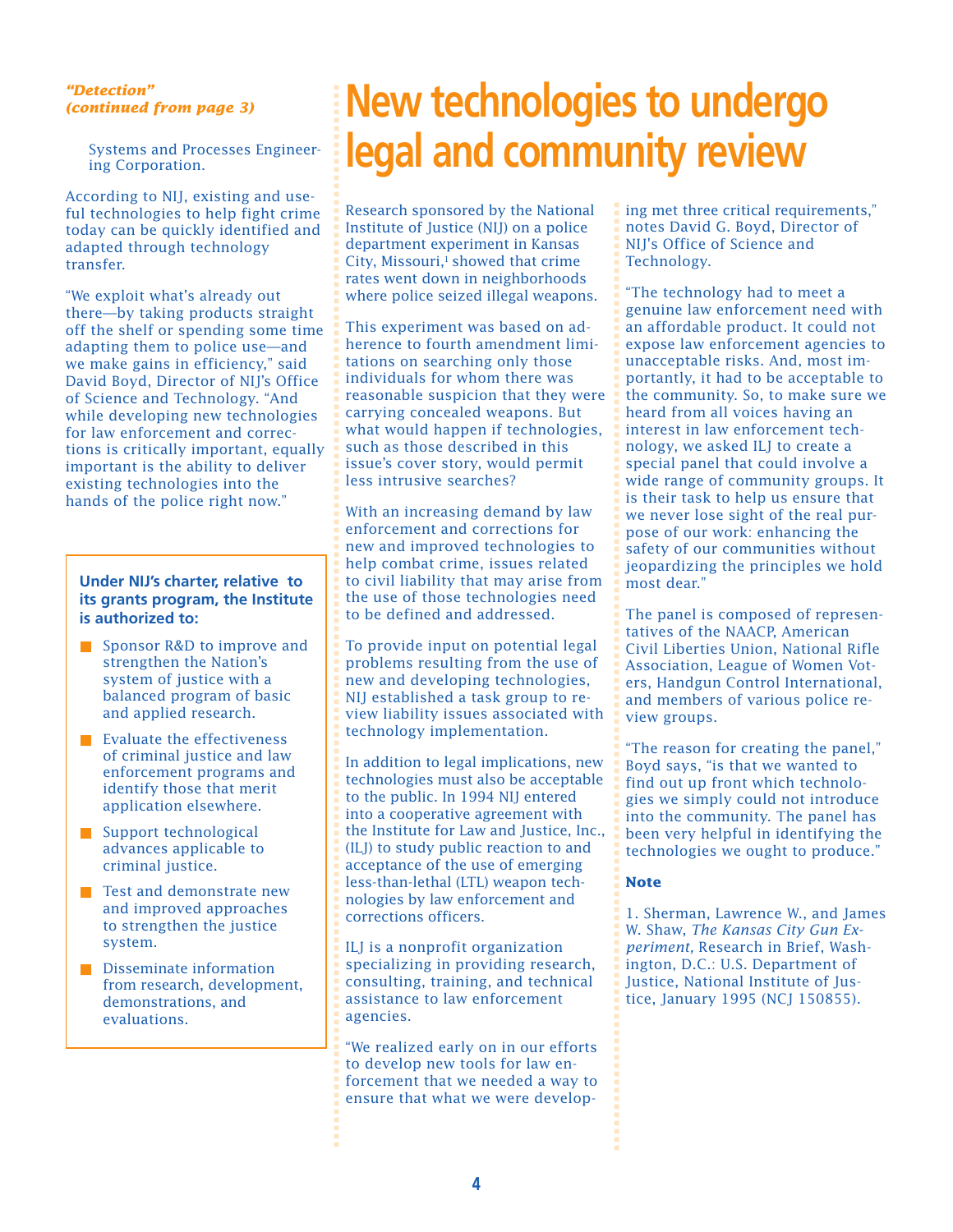*"Detection" (continued from page 3)*

Systems and Processes Engineering Corporation.

According to NIJ, existing and useful technologies to help fight crime today can be quickly identified and adapted through technology transfer.

"We exploit what's already out there—by taking products straight off the shelf or spending some time adapting them to police use—and we make gains in efficiency," said David Boyd, Director of NIJ's Office of Science and Technology. "And while developing new technologies for law enforcement and corrections is critically important, equally important is the ability to deliver existing technologies into the hands of the police right now."

**Under NIJ's charter, relative to its grants program, the Institute is authorized to:**

- Sponsor R&D to improve and strengthen the Nation's system of justice with a balanced program of basic and applied research.
- Evaluate the effectiveness of criminal justice and law enforcement programs and identify those that merit application elsewhere.
- Support technological advances applicable to criminal justice.
- Test and demonstrate new and improved approaches to strengthen the justice system.
- Disseminate information from research, development, demonstrations, and evaluations.

# New technologies to undergo legal and community review

Research sponsored by the National Institute of Justice (NIJ) on a police department experiment in Kansas City, Missouri,[1] showed that crime rates went down in neighborhoods where police seized illegal weapons.

This experiment was based on adherence to fourth amendment limitations on searching only those individuals for whom there was reasonable suspicion that they were carrying concealed weapons. But what would happen if technologies, such as those described in this issue's cover story, would permit less intrusive searches?

With an increasing demand by law enforcement and corrections for new and improved technologies to help combat crime, issues related to civil liability that may arise from the use of those technologies need to be defined and addressed.

To provide input on potential legal problems resulting from the use of new and developing technologies, NIJ established a task group to review liability issues associated with technology implementation.

In addition to legal implications, new technologies must also be acceptable to the public. In 1994 NIJ entered into a cooperative agreement with the Institute for Law and Justice, Inc., (ILJ) to study public reaction to and acceptance of the use of emerging less-than-lethal (LTL) weapon technologies by law enforcement and corrections officers.

ILJ is a nonprofit organization specializing in providing research, consulting, training, and technical assistance to law enforcement agencies.

"We realized early on in our efforts to develop new tools for law enforcement that we needed a way to ensure that what we were developing met three critical requirements," notes David G. Boyd, Director of NIJ's Office of Science and Technology.

"The technology had to meet a genuine law enforcement need with an affordable product. It could not expose law enforcement agencies to unacceptable risks. And, most importantly, it had to be acceptable to the community. So, to make sure we heard from all voices having an interest in law enforcement technology, we asked ILJ to create a special panel that could involve a wide range of community groups. It is their task to help us ensure that we never lose sight of the real purpose of our work: enhancing the safety of our communities without jeopardizing the principles we hold most dear."

The panel is composed of representatives of the NAACP, American Civil Liberties Union, National Rifle Association, League of Women Voters, Handgun Control International, and members of various police review groups.

"The reason for creating the panel," Boyd says, "is that we wanted to find out up front which technologies we simply could not introduce into the community. The panel has been very helpful in identifying the technologies we ought to produce."

**Note**

1. Sherman, Lawrence W., and James W. Shaw, *The Kansas City Gun Experiment,* Research in Brief, Washington, D.C.: U.S. Department of Justice, National Institute of Justice, January 1995 (NCJ 150855).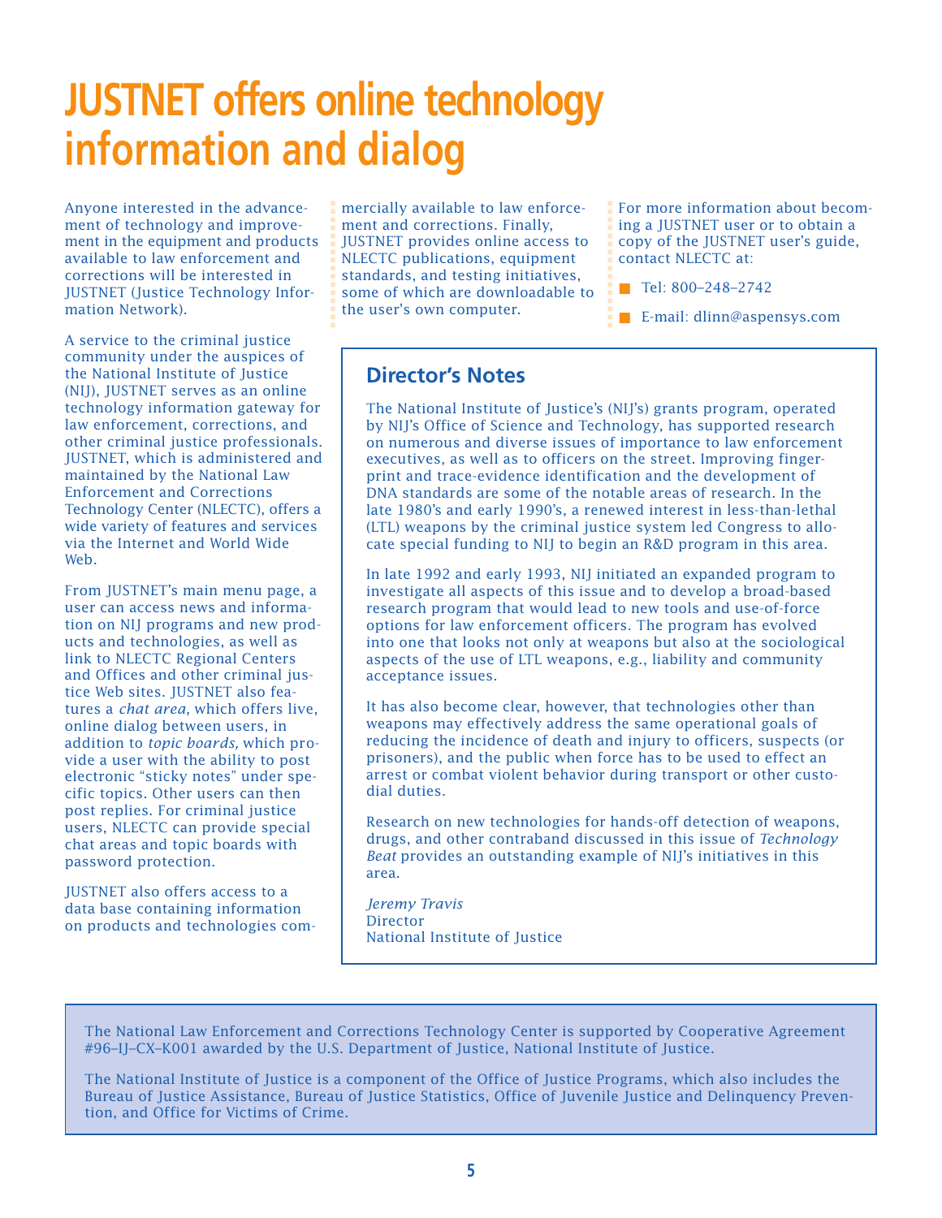# JUSTNET offers online technology information and dialog

Anyone interested in the advancement of technology and improvement in the equipment and products available to law enforcement and corrections will be interested in JUSTNET (Justice Technology Information Network).

A service to the criminal justice community under the auspices of the National Institute of Justice (NIJ), JUSTNET serves as an online technology information gateway for law enforcement, corrections, and other criminal justice professionals. JUSTNET, which is administered and maintained by the National Law Enforcement and Corrections Technology Center (NLECTC), offers a wide variety of features and services via the Internet and World Wide Web.

From JUSTNET's main menu page, a user can access news and information on NIJ programs and new products and technologies, as well as link to NLECTC Regional Centers and Offices and other criminal justice Web sites. JUSTNET also features a *chat area,* which offers live, online dialog between users, in addition to *topic boards,* which provide a user with the ability to post electronic "sticky notes" under specific topics. Other users can then post replies. For criminal justice users, NLECTC can provide special chat areas and topic boards with password protection.

JUSTNET also offers access to a data base containing information on products and technologies commercially available to law enforcement and corrections. Finally, JUSTNET provides online access to NLECTC publications, equipment standards, and testing initiatives, some of which are downloadable to the user's own computer.

For more information about becoming a JUSTNET user or to obtain a copy of the JUSTNET user's guide, contact NLECTC at:

- Tel: 800–248–2742
- E-mail: dlinn@aspensys.com

## Director's Notes

The National Institute of Justice's (NIJ's) grants program, operated by NIJ's Office of Science and Technology, has supported research on numerous and diverse issues of importance to law enforcement executives, as well as to officers on the street. Improving fingerprint and trace-evidence identification and the development of DNA standards are some of the notable areas of research. In the late 1980's and early 1990's, a renewed interest in less-than-lethal (LTL) weapons by the criminal justice system led Congress to allocate special funding to NIJ to begin an R&D program in this area.

In late 1992 and early 1993, NIJ initiated an expanded program to investigate all aspects of this issue and to develop a broad-based research program that would lead to new tools and use-of-force options for law enforcement officers. The program has evolved into one that looks not only at weapons but also at the sociological aspects of the use of LTL weapons, e.g., liability and community acceptance issues.

It has also become clear, however, that technologies other than weapons may effectively address the same operational goals of reducing the incidence of death and injury to officers, suspects (or prisoners), and the public when force has to be used to effect an arrest or combat violent behavior during transport or other custodial duties.

Research on new technologies for hands-off detection of weapons, drugs, and other contraband discussed in this issue of *Technology Beat* provides an outstanding example of NIJ's initiatives in this area.

*Jeremy Travis*
Director
National Institute of Justice

The National Law Enforcement and Corrections Technology Center is supported by Cooperative Agreement #96–IJ–CX–K001 awarded by the U.S. Department of Justice, National Institute of Justice.

The National Institute of Justice is a component of the Office of Justice Programs, which also includes the Bureau of Justice Assistance, Bureau of Justice Statistics, Office of Juvenile Justice and Delinquency Prevention, and Office for Victims of Crime.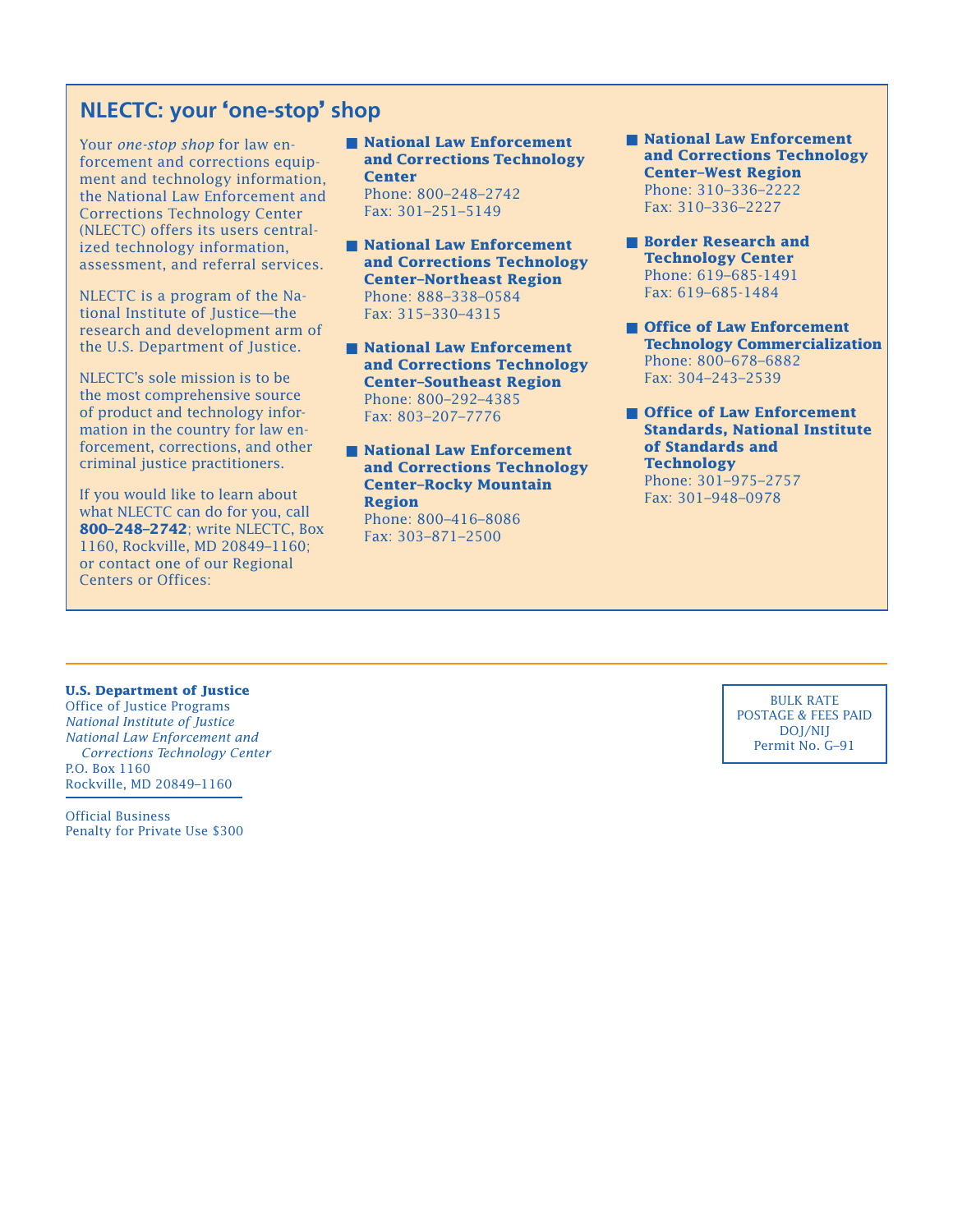## NLECTC: your ‘one-stop’ shop

Your *one-stop shop* for law enforcement and corrections equipment and technology information, the National Law Enforcement and Corrections Technology Center (NLECTC) offers its users centralized technology information, assessment, and referral services.

NLECTC is a program of the National Institute of Justice—the research and development arm of the U.S. Department of Justice.

NLECTC’s sole mission is to be the most comprehensive source of product and technology information in the country for law enforcement, corrections, and other criminal justice practitioners.

If you would like to learn about what NLECTC can do for you, call **800–248–2742**; write NLECTC, Box 1160, Rockville, MD 20849–1160; or contact one of our Regional Centers or Offices:

- **National Law Enforcement and Corrections Technology Center**
  Phone: 800–248–2742
  Fax: 301–251–5149

- **National Law Enforcement and Corrections Technology Center–Northeast Region**
  Phone: 888–338–0584
  Fax: 315–330–4315

- **National Law Enforcement and Corrections Technology Center–Southeast Region**
  Phone: 800–292–4385
  Fax: 803–207–7776

- **National Law Enforcement and Corrections Technology Center–Rocky Mountain Region**
  Phone: 800–416–8086
  Fax: 303–871–2500

- **National Law Enforcement and Corrections Technology Center–West Region**
  Phone: 310–336–2222
  Fax: 310–336–2227

- **Border Research and Technology Center**
  Phone: 619–685-1491
  Fax: 619–685-1484

- **Office of Law Enforcement Technology Commercialization**
  Phone: 800–678–6882
  Fax: 304–243–2539

- **Office of Law Enforcement Standards, National Institute of Standards and Technology**
  Phone: 301–975–2757
  Fax: 301–948–0978

---

**U.S. Department of Justice**
Office of Justice Programs
*National Institute of Justice*
*National Law Enforcement and Corrections Technology Center*
P.O. Box 1160
Rockville, MD 20849–1160

Official Business
Penalty for Private Use $300

BULK RATE
POSTAGE & FEES PAID
DOJ/NIJ
Permit No. G–91